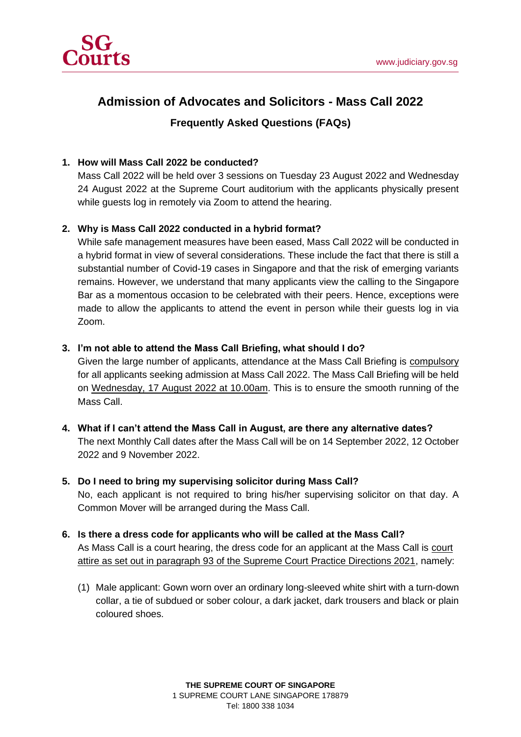# Admission of Advocates and Solicitors - Mass Call 2022

## Frequently Asked Questions (FAQs)

**1. How will Mass Call 2022 be conducted?**

Mass Call 2022 will be held over 3 sessions on Tuesday 23 August 2022 and Wednesday 24 August 2022 at the Supreme Court auditorium with the applicants physically present while guests log in remotely via Zoom to attend the hearing.

**2. Why is Mass Call 2022 conducted in a hybrid format?**

While safe management measures have been eased, Mass Call 2022 will be conducted in a hybrid format in view of several considerations. These include the fact that there is still a substantial number of Covid-19 cases in Singapore and that the risk of emerging variants remains. However, we understand that many applicants view the calling to the Singapore Bar as a momentous occasion to be celebrated with their peers. Hence, exceptions were made to allow the applicants to attend the event in person while their guests log in via Zoom.

**3. I'm not able to attend the Mass Call Briefing, what should I do?**

Given the large number of applicants, attendance at the Mass Call Briefing is compulsory for all applicants seeking admission at Mass Call 2022. The Mass Call Briefing will be held on Wednesday, 17 August 2022 at 10.00am. This is to ensure the smooth running of the Mass Call.

**4. What if I can't attend the Mass Call in August, are there any alternative dates?**

The next Monthly Call dates after the Mass Call will be on 14 September 2022, 12 October 2022 and 9 November 2022.

**5. Do I need to bring my supervising solicitor during Mass Call?**

No, each applicant is not required to bring his/her supervising solicitor on that day. A Common Mover will be arranged during the Mass Call.

**6. Is there a dress code for applicants who will be called at the Mass Call?**

As Mass Call is a court hearing, the dress code for an applicant at the Mass Call is court attire as set out in paragraph 93 of the Supreme Court Practice Directions 2021, namely:

(1) Male applicant: Gown worn over an ordinary long-sleeved white shirt with a turn-down collar, a tie of subdued or sober colour, a dark jacket, dark trousers and black or plain coloured shoes.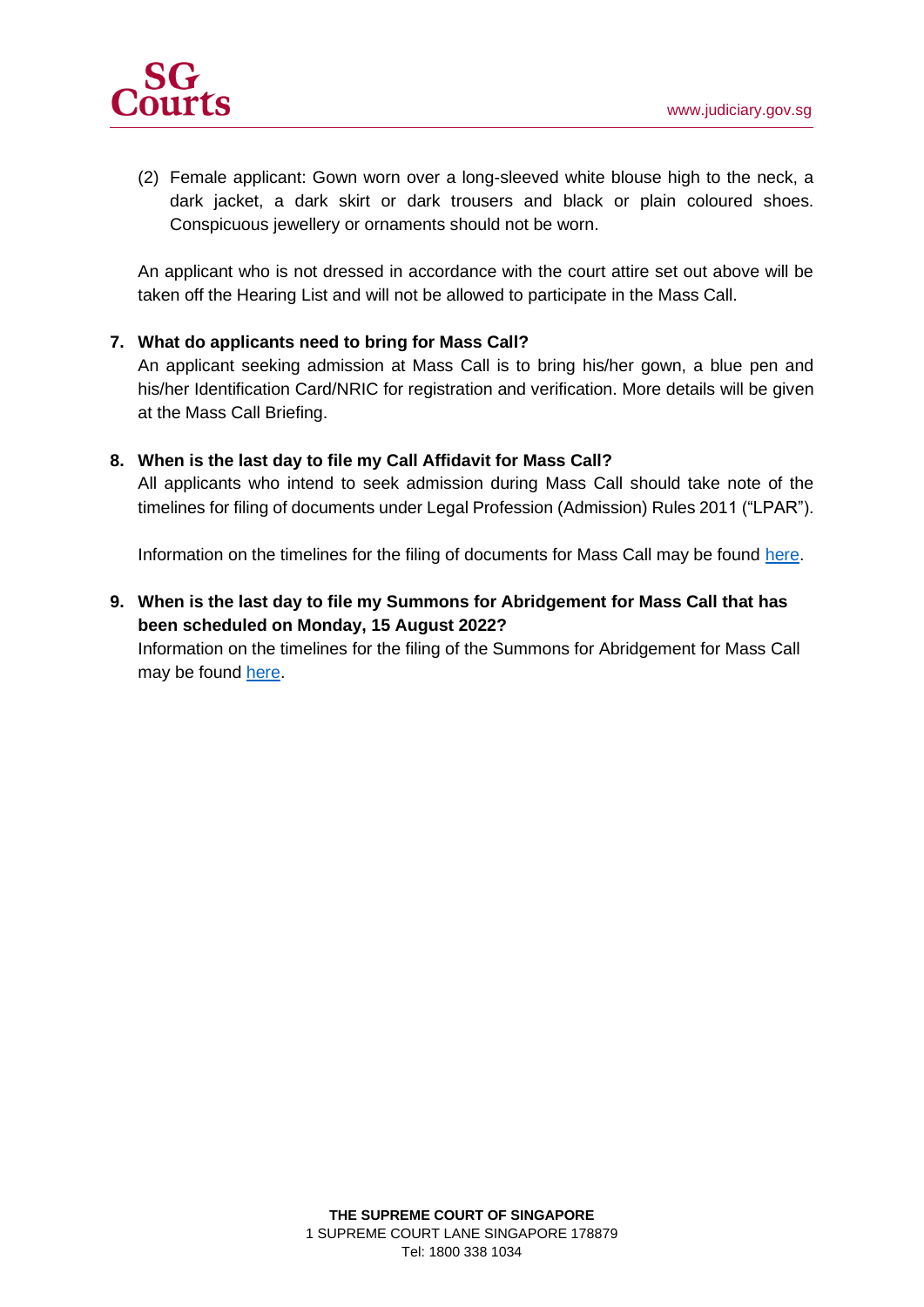(2) Female applicant: Gown worn over a long-sleeved white blouse high to the neck, a dark jacket, a dark skirt or dark trousers and black or plain coloured shoes. Conspicuous jewellery or ornaments should not be worn.

An applicant who is not dressed in accordance with the court attire set out above will be taken off the Hearing List and will not be allowed to participate in the Mass Call.

**7. What do applicants need to bring for Mass Call?**

An applicant seeking admission at Mass Call is to bring his/her gown, a blue pen and his/her Identification Card/NRIC for registration and verification. More details will be given at the Mass Call Briefing.

**8. When is the last day to file my Call Affidavit for Mass Call?**

All applicants who intend to seek admission during Mass Call should take note of the timelines for filing of documents under Legal Profession (Admission) Rules 2011 ("LPAR").

Information on the timelines for the filing of documents for Mass Call may be found here.

**9. When is the last day to file my Summons for Abridgement for Mass Call that has been scheduled on Monday, 15 August 2022?**

Information on the timelines for the filing of the Summons for Abridgement for Mass Call may be found here.